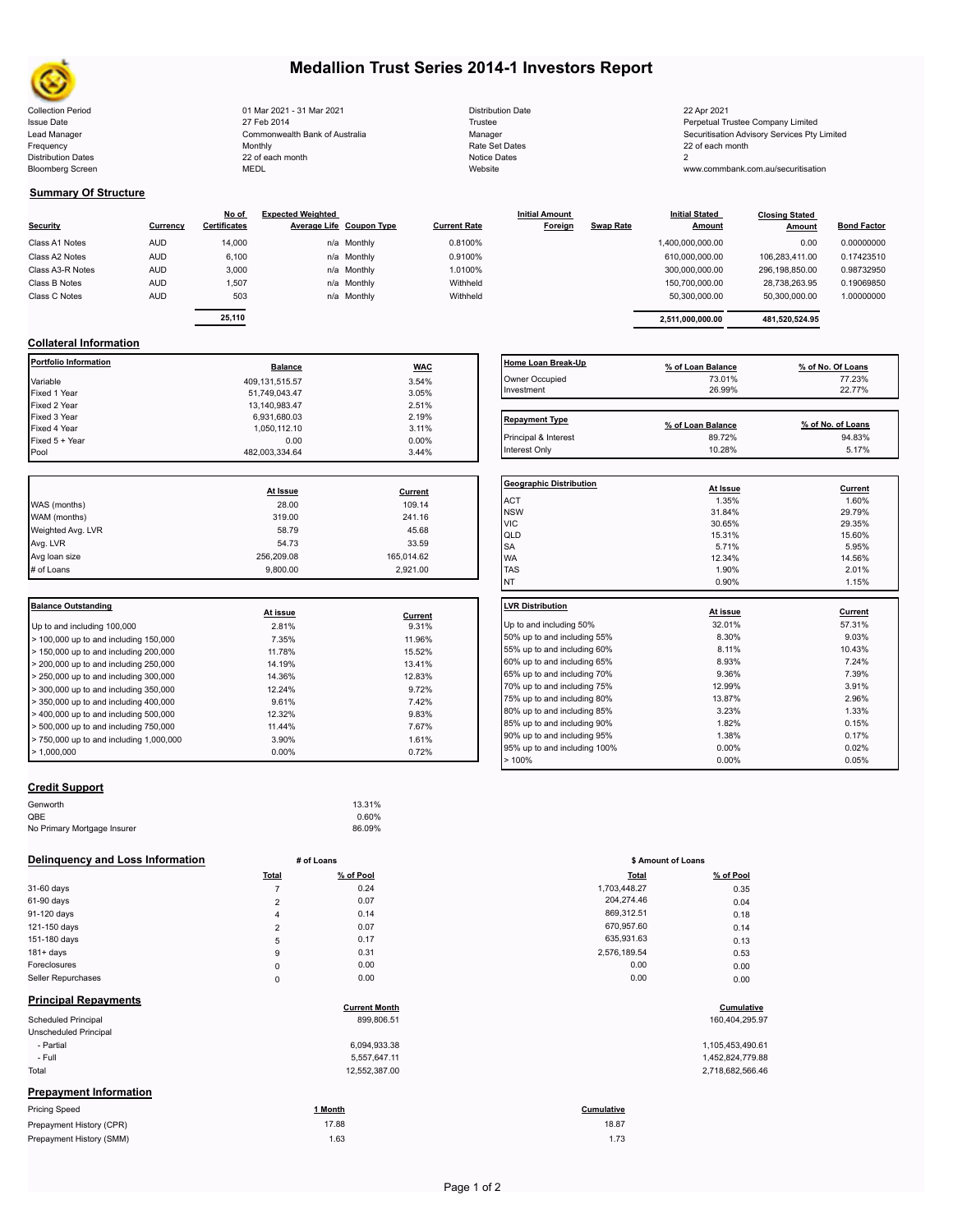# Medallion Trust Series 2014-1 Investors Report

| | | | |
|---|---|---|---|
| Collection Period | 01 Mar 2021 - 31 Mar 2021 | Distribution Date | 22 Apr 2021 |
| Issue Date | 27 Feb 2014 | Trustee | Perpetual Trustee Company Limited |
| Lead Manager | Commonwealth Bank of Australia | Manager | Securitisation Advisory Services Pty Limited |
| Frequency | Monthly | Rate Set Dates | 22 of each month |
| Distribution Dates | 22 of each month | Notice Dates | 2 |
| Bloomberg Screen | MEDL | Website | www.commbank.com.au/securitisation |

## Summary Of Structure

| Security | Currency | No of Certificates | Expected Weighted Average Life | Coupon Type | Current Rate | Initial Amount Foreign | Swap Rate | Initial Stated Amount | Closing Stated Amount | Bond Factor |
|---|---|---|---|---|---|---|---|---|---|---|
| Class A1 Notes | AUD | 14,000 | n/a | Monthly | 0.8100% | | | 1,400,000,000.00 | 0.00 | 0.00000000 |
| Class A2 Notes | AUD | 6,100 | n/a | Monthly | 0.9100% | | | 610,000,000.00 | 106,283,411.00 | 0.17423510 |
| Class A3-R Notes | AUD | 3,000 | n/a | Monthly | 1.0100% | | | 300,000,000.00 | 296,198,850.00 | 0.98732950 |
| Class B Notes | AUD | 1,507 | n/a | Monthly | Withheld | | | 150,700,000.00 | 28,738,263.95 | 0.19069850 |
| Class C Notes | AUD | 503 | n/a | Monthly | Withheld | | | 50,300,000.00 | 50,300,000.00 | 1.00000000 |
| | | 25,110 | | | | | | 2,511,000,000.00 | 481,520,524.95 | |

## Collateral Information

| Portfolio Information | Balance | WAC |
|---|---|---|
| Variable | 409,131,515.57 | 3.54% |
| Fixed 1 Year | 51,749,043.47 | 3.05% |
| Fixed 2 Year | 13,140,983.47 | 2.51% |
| Fixed 3 Year | 6,931,680.03 | 2.19% |
| Fixed 4 Year | 1,050,112.10 | 3.11% |
| Fixed 5 + Year | 0.00 | 0.00% |
| Pool | 482,003,334.64 | 3.44% |

| Home Loan Break-Up | % of Loan Balance | % of No. Of Loans |
|---|---|---|
| Owner Occupied | 73.01% | 77.23% |
| Investment | 26.99% | 22.77% |

| Repayment Type | % of Loan Balance | % of No. of Loans |
|---|---|---|
| Principal & Interest | 89.72% | 94.83% |
| Interest Only | 10.28% | 5.17% |

| | At Issue | Current |
|---|---|---|
| WAS (months) | 28.00 | 109.14 |
| WAM (months) | 319.00 | 241.16 |
| Weighted Avg. LVR | 58.79 | 45.68 |
| Avg. LVR | 54.73 | 33.59 |
| Avg loan size | 256,209.08 | 165,014.62 |
| # of Loans | 9,800.00 | 2,921.00 |

| Geographic Distribution | At Issue | Current |
|---|---|---|
| ACT | 1.35% | 1.60% |
| NSW | 31.84% | 29.79% |
| VIC | 30.65% | 29.35% |
| QLD | 15.31% | 15.60% |
| SA | 5.71% | 5.95% |
| WA | 12.34% | 14.56% |
| TAS | 1.90% | 2.01% |
| NT | 0.90% | 1.15% |

| Balance Outstanding | At issue | Current |
|---|---|---|
| Up to and including 100,000 | 2.81% | 9.31% |
| > 100,000 up to and including 150,000 | 7.35% | 11.96% |
| > 150,000 up to and including 200,000 | 11.78% | 15.52% |
| > 200,000 up to and including 250,000 | 14.19% | 13.41% |
| > 250,000 up to and including 300,000 | 14.36% | 12.83% |
| > 300,000 up to and including 350,000 | 12.24% | 9.72% |
| > 350,000 up to and including 400,000 | 9.61% | 7.42% |
| > 400,000 up to and including 500,000 | 12.32% | 9.83% |
| > 500,000 up to and including 750,000 | 11.44% | 7.67% |
| > 750,000 up to and including 1,000,000 | 3.90% | 1.61% |
| > 1,000,000 | 0.00% | 0.72% |

| LVR Distribution | At issue | Current |
|---|---|---|
| Up to and including 50% | 32.01% | 57.31% |
| 50% up to and including 55% | 8.30% | 9.03% |
| 55% up to and including 60% | 8.11% | 10.43% |
| 60% up to and including 65% | 8.93% | 7.24% |
| 65% up to and including 70% | 9.36% | 7.39% |
| 70% up to and including 75% | 12.99% | 3.91% |
| 75% up to and including 80% | 13.87% | 2.96% |
| 80% up to and including 85% | 3.23% | 1.33% |
| 85% up to and including 90% | 1.82% | 0.15% |
| 90% up to and including 95% | 1.38% | 0.17% |
| 95% up to and including 100% | 0.00% | 0.02% |
| > 100% | 0.00% | 0.05% |

## Credit Support

| | |
|---|---|
| Genworth | 13.31% |
| QBE | 0.60% |
| No Primary Mortgage Insurer | 86.09% |

## Delinquency and Loss Information

| | # of Loans Total | # of Loans % of Pool | $ Amount of Loans Total | $ Amount of Loans % of Pool |
|---|---|---|---|---|
| 31-60 days | 7 | 0.24 | 1,703,448.27 | 0.35 |
| 61-90 days | 2 | 0.07 | 204,274.46 | 0.04 |
| 91-120 days | 4 | 0.14 | 869,312.51 | 0.18 |
| 121-150 days | 2 | 0.07 | 670,957.60 | 0.14 |
| 151-180 days | 5 | 0.17 | 635,931.63 | 0.13 |
| 181+ days | 9 | 0.31 | 2,576,189.54 | 0.53 |
| Foreclosures | 0 | 0.00 | 0.00 | 0.00 |
| Seller Repurchases | 0 | 0.00 | 0.00 | 0.00 |

## Principal Repayments

| | Current Month | Cumulative |
|---|---|---|
| Scheduled Principal | 899,806.51 | 160,404,295.97 |
| Unscheduled Principal | | |
| - Partial | 6,094,933.38 | 1,105,453,490.61 |
| - Full | 5,557,647.11 | 1,452,824,779.88 |
| Total | 12,552,387.00 | 2,718,682,566.46 |

## Prepayment Information

| Pricing Speed | 1 Month | Cumulative |
|---|---|---|
| Prepayment History (CPR) | 17.88 | 18.87 |
| Prepayment History (SMM) | 1.63 | 1.73 |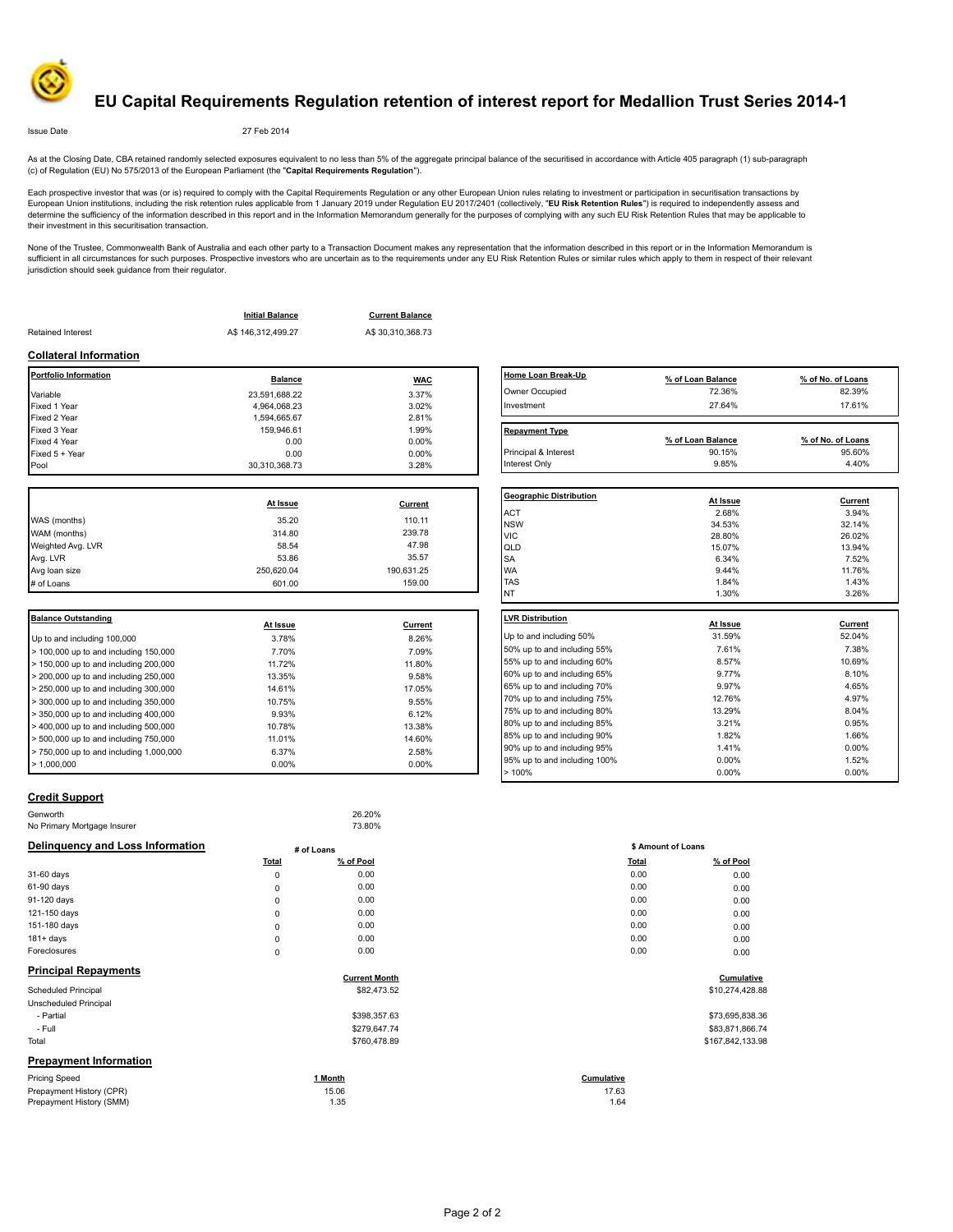# EU Capital Requirements Regulation retention of interest report for Medallion Trust Series 2014-1

Issue Date 27 Feb 2014

As at the Closing Date, CBA retained randomly selected exposures equivalent to no less than 5% of the aggregate principal balance of the securitised in accordance with Article 405 paragraph (1) sub-paragraph (c) of Regulation (EU) No 575/2013 of the European Parliament (the "**Capital Requirements Regulation**").

Each prospective investor that was (or is) required to comply with the Capital Requirements Regulation or any other European Union rules relating to investment or participation in securitisation transactions by European Union institutions, including the risk retention rules applicable from 1 January 2019 under Regulation EU 2017/2401 (collectively, "**EU Risk Retention Rules**") is required to independently assess and determine the sufficiency of the information described in this report and in the Information Memorandum generally for the purposes of complying with any such EU Risk Retention Rules that may be applicable to their investment in this securitisation transaction.

None of the Trustee, Commonwealth Bank of Australia and each other party to a Transaction Document makes any representation that the information described in this report or in the Information Memorandum is sufficient in all circumstances for such purposes. Prospective investors who are uncertain as to the requirements under any EU Risk Retention Rules or similar rules which apply to them in respect of their relevant jurisdiction should seek guidance from their regulator.

| | Initial Balance | Current Balance |
|---|---|---|
| Retained Interest | A$ 146,312,499.27 | A$ 30,310,368.73 |

## Collateral Information

| Portfolio Information | Balance | WAC |
|---|---|---|
| Variable | 23,591,688.22 | 3.37% |
| Fixed 1 Year | 4,964,068.23 | 3.02% |
| Fixed 2 Year | 1,594,665.67 | 2.81% |
| Fixed 3 Year | 159,946.61 | 1.99% |
| Fixed 4 Year | 0.00 | 0.00% |
| Fixed 5 + Year | 0.00 | 0.00% |
| Pool | 30,310,368.73 | 3.28% |

| Home Loan Break-Up | % of Loan Balance | % of No. of Loans |
|---|---|---|
| Owner Occupied | 72.36% | 82.39% |
| Investment | 27.64% | 17.61% |

| Repayment Type | % of Loan Balance | % of No. of Loans |
|---|---|---|
| Principal & Interest | 90.15% | 95.60% |
| Interest Only | 9.85% | 4.40% |

| | At Issue | Current |
|---|---|---|
| WAS (months) | 35.20 | 110.11 |
| WAM (months) | 314.80 | 239.78 |
| Weighted Avg. LVR | 58.54 | 47.98 |
| Avg. LVR | 53.86 | 35.57 |
| Avg loan size | 250,620.04 | 190,631.25 |
| # of Loans | 601.00 | 159.00 |

| Geographic Distribution | At Issue | Current |
|---|---|---|
| ACT | 2.68% | 3.94% |
| NSW | 34.53% | 32.14% |
| VIC | 28.80% | 26.02% |
| QLD | 15.07% | 13.94% |
| SA | 6.34% | 7.52% |
| WA | 9.44% | 11.76% |
| TAS | 1.84% | 1.43% |
| NT | 1.30% | 3.26% |

| Balance Outstanding | At Issue | Current |
|---|---|---|
| Up to and including 100,000 | 3.78% | 8.26% |
| > 100,000 up to and including 150,000 | 7.70% | 7.09% |
| > 150,000 up to and including 200,000 | 11.72% | 11.80% |
| > 200,000 up to and including 250,000 | 13.35% | 9.58% |
| > 250,000 up to and including 300,000 | 14.61% | 17.05% |
| > 300,000 up to and including 350,000 | 10.75% | 9.55% |
| > 350,000 up to and including 400,000 | 9.93% | 6.12% |
| > 400,000 up to and including 500,000 | 10.78% | 13.38% |
| > 500,000 up to and including 750,000 | 11.01% | 14.60% |
| > 750,000 up to and including 1,000,000 | 6.37% | 2.58% |
| > 1,000,000 | 0.00% | 0.00% |

| LVR Distribution | At Issue | Current |
|---|---|---|
| Up to and including 50% | 31.59% | 52.04% |
| 50% up to and including 55% | 7.61% | 7.38% |
| 55% up to and including 60% | 8.57% | 10.69% |
| 60% up to and including 65% | 9.77% | 8.10% |
| 65% up to and including 70% | 9.97% | 4.65% |
| 70% up to and including 75% | 12.76% | 4.97% |
| 75% up to and including 80% | 13.29% | 8.04% |
| 80% up to and including 85% | 3.21% | 0.95% |
| 85% up to and including 90% | 1.82% | 1.66% |
| 90% up to and including 95% | 1.41% | 0.00% |
| 95% up to and including 100% | 0.00% | 1.52% |
| > 100% | 0.00% | 0.00% |

## Credit Support

| | |
|---|---|
| Genworth | 26.20% |
| No Primary Mortgage Insurer | 73.80% |

## Delinquency and Loss Information

| | # of Loans | | $ Amount of Loans | |
|---|---|---|---|---|
| | Total | % of Pool | Total | % of Pool |
| 31-60 days | 0 | 0.00 | 0.00 | 0.00 |
| 61-90 days | 0 | 0.00 | 0.00 | 0.00 |
| 91-120 days | 0 | 0.00 | 0.00 | 0.00 |
| 121-150 days | 0 | 0.00 | 0.00 | 0.00 |
| 151-180 days | 0 | 0.00 | 0.00 | 0.00 |
| 181+ days | 0 | 0.00 | 0.00 | 0.00 |
| Foreclosures | 0 | 0.00 | 0.00 | 0.00 |

## Principal Repayments

| | Current Month | Cumulative |
|---|---|---|
| Scheduled Principal | $82,473.52 | $10,274,428.88 |
| Unscheduled Principal | | |
| - Partial | $398,357.63 | $73,695,838.36 |
| - Full | $279,647.74 | $83,871,866.74 |
| Total | $760,478.89 | $167,842,133.98 |

## Prepayment Information

| Pricing Speed | 1 Month | Cumulative |
|---|---|---|
| Prepayment History (CPR) | 15.06 | 17.63 |
| Prepayment History (SMM) | 1.35 | 1.64 |